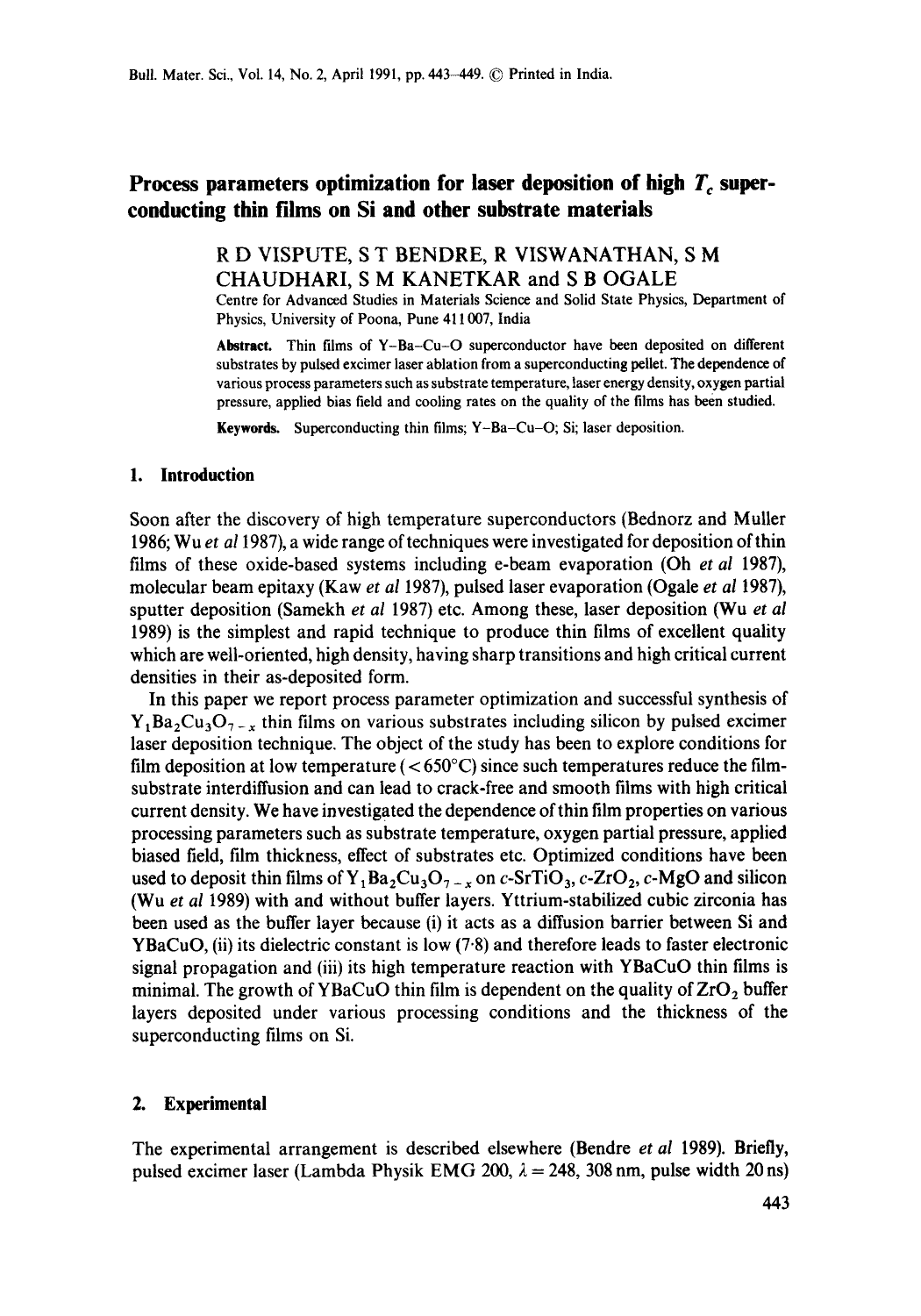# Process parameters optimization for laser deposition of high $T_c$ superconducting thin films on Si and other substrate materials

R D VISPUTE, S T BENDRE, R VISWANATHAN, S M CHAUDHARI, S M KANETKAR and S B OGALE

Centre for Advanced Studies in Materials Science and Solid State Physics, Department of Physics, University of Poona, Pune 411007, India

**Abstract.** Thin films of Y–Ba–Cu–O superconductor have been deposited on different substrates by pulsed excimer laser ablation from a superconducting pellet. The dependence of various process parameters such as substrate temperature, laser energy density, oxygen partial pressure, applied bias field and cooling rates on the quality of the films has been studied.

**Keywords.** Superconducting thin films; Y–Ba–Cu–O; Si; laser deposition.

## 1. Introduction

Soon after the discovery of high temperature superconductors (Bednorz and Muller 1986; Wu *et al* 1987), a wide range of techniques were investigated for deposition of thin films of these oxide-based systems including e-beam evaporation (Oh *et al* 1987), molecular beam epitaxy (Kaw *et al* 1987), pulsed laser evaporation (Ogale *et al* 1987), sputter deposition (Samekh *et al* 1987) etc. Among these, laser deposition (Wu *et al* 1989) is the simplest and rapid technique to produce thin films of excellent quality which are well-oriented, high density, having sharp transitions and high critical current densities in their as-deposited form.

In this paper we report process parameter optimization and successful synthesis of $Y_1Ba_2Cu_3O_{7-x}$ thin films on various substrates including silicon by pulsed excimer laser deposition technique. The object of the study has been to explore conditions for film deposition at low temperature ($< 650°C$) since such temperatures reduce the film-substrate interdiffusion and can lead to crack-free and smooth films with high critical current density. We have investigated the dependence of thin film properties on various processing parameters such as substrate temperature, oxygen partial pressure, applied biased field, film thickness, effect of substrates etc. Optimized conditions have been used to deposit thin films of $Y_1Ba_2Cu_3O_{7-x}$ on *c*-$SrTiO_3$, *c*-$ZrO_2$, *c*-MgO and silicon (Wu *et al* 1989) with and without buffer layers. Yttrium-stabilized cubic zirconia has been used as the buffer layer because (i) it acts as a diffusion barrier between Si and YBaCuO, (ii) its dielectric constant is low (7·8) and therefore leads to faster electronic signal propagation and (iii) its high temperature reaction with YBaCuO thin films is minimal. The growth of YBaCuO thin film is dependent on the quality of $ZrO_2$ buffer layers deposited under various processing conditions and the thickness of the superconducting films on Si.

## 2. Experimental

The experimental arrangement is described elsewhere (Bendre *et al* 1989). Briefly, pulsed excimer laser (Lambda Physik EMG 200, $\lambda = 248$, 308 nm, pulse width 20 ns)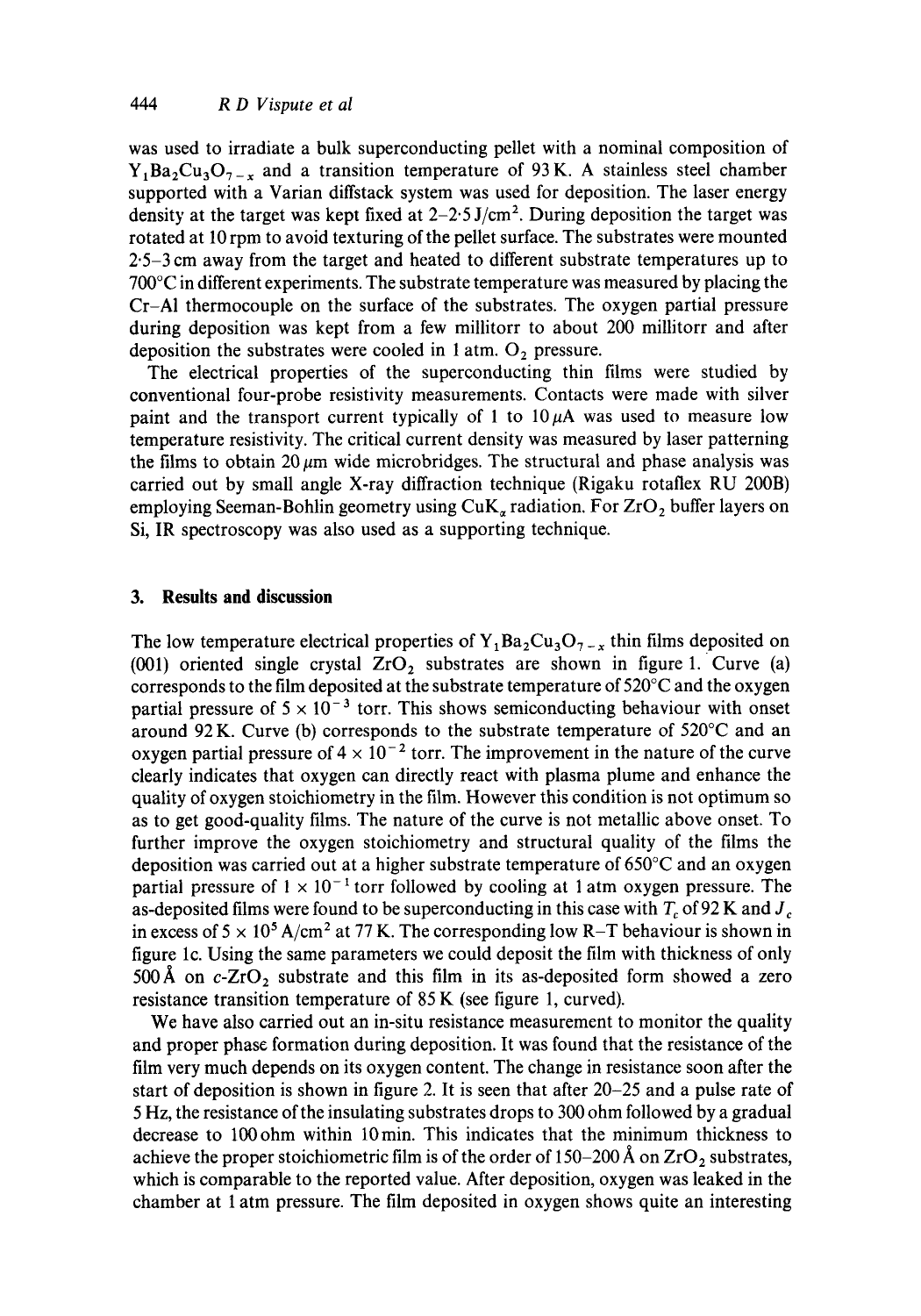was used to irradiate a bulk superconducting pellet with a nominal composition of $Y_1Ba_2Cu_3O_{7-x}$ and a transition temperature of 93 K. A stainless steel chamber supported with a Varian diffstack system was used for deposition. The laser energy density at the target was kept fixed at 2–2·5 $J/cm^2$. During deposition the target was rotated at 10 rpm to avoid texturing of the pellet surface. The substrates were mounted 2·5–3 cm away from the target and heated to different substrate temperatures up to 700°C in different experiments. The substrate temperature was measured by placing the Cr–Al thermocouple on the surface of the substrates. The oxygen partial pressure during deposition was kept from a few millitorr to about 200 millitorr and after deposition the substrates were cooled in 1 atm. $O_2$ pressure.

The electrical properties of the superconducting thin films were studied by conventional four-probe resistivity measurements. Contacts were made with silver paint and the transport current typically of 1 to 10 $\mu$A was used to measure low temperature resistivity. The critical current density was measured by laser patterning the films to obtain 20 $\mu$m wide microbridges. The structural and phase analysis was carried out by small angle X-ray diffraction technique (Rigaku rotaflex RU 200B) employing Seeman-Bohlin geometry using $CuK_\alpha$ radiation. For $ZrO_2$ buffer layers on Si, IR spectroscopy was also used as a supporting technique.

## 3. Results and discussion

The low temperature electrical properties of $Y_1Ba_2Cu_3O_{7-x}$ thin films deposited on (001) oriented single crystal $ZrO_2$ substrates are shown in figure 1. Curve (a) corresponds to the film deposited at the substrate temperature of 520°C and the oxygen partial pressure of $5 \times 10^{-3}$ torr. This shows semiconducting behaviour with onset around 92 K. Curve (b) corresponds to the substrate temperature of 520°C and an oxygen partial pressure of $4 \times 10^{-2}$ torr. The improvement in the nature of the curve clearly indicates that oxygen can directly react with plasma plume and enhance the quality of oxygen stoichiometry in the film. However this condition is not optimum so as to get good-quality films. The nature of the curve is not metallic above onset. To further improve the oxygen stoichiometry and structural quality of the films the deposition was carried out at a higher substrate temperature of 650°C and an oxygen partial pressure of $1 \times 10^{-1}$ torr followed by cooling at 1 atm oxygen pressure. The as-deposited films were found to be superconducting in this case with $T_c$ of 92 K and $J_c$ in excess of $5 \times 10^5$ $A/cm^2$ at 77 K. The corresponding low R–T behaviour is shown in figure 1c. Using the same parameters we could deposit the film with thickness of only 500 Å on c-$ZrO_2$ substrate and this film in its as-deposited form showed a zero resistance transition temperature of 85 K (see figure 1, curved).

We have also carried out an in-situ resistance measurement to monitor the quality and proper phase formation during deposition. It was found that the resistance of the film very much depends on its oxygen content. The change in resistance soon after the start of deposition is shown in figure 2. It is seen that after 20–25 and a pulse rate of 5 Hz, the resistance of the insulating substrates drops to 300 ohm followed by a gradual decrease to 100 ohm within 10 min. This indicates that the minimum thickness to achieve the proper stoichiometric film is of the order of 150–200 Å on $ZrO_2$ substrates, which is comparable to the reported value. After deposition, oxygen was leaked in the chamber at 1 atm pressure. The film deposited in oxygen shows quite an interesting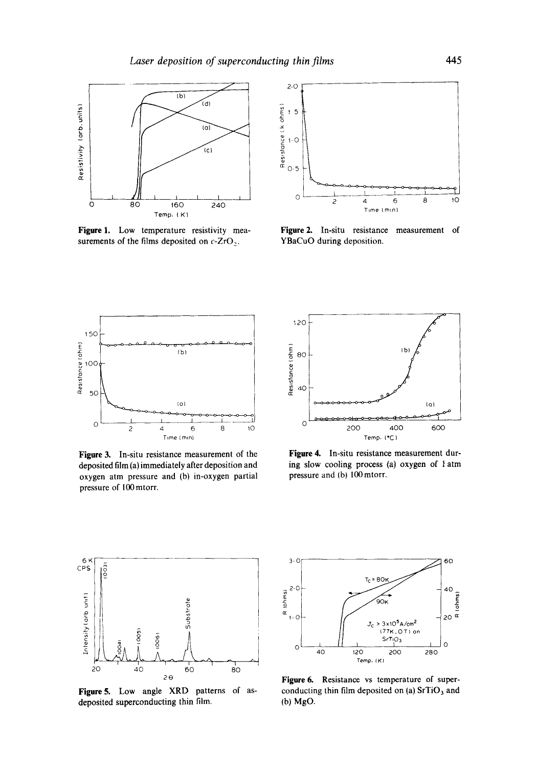**Figure 1.** Low temperature resistivity measurements of the films deposited on $c$-$ZrO_2$.

**Figure 2.** In-situ resistance measurement of YBaCuO during deposition.

**Figure 3.** In-situ resistance measurement of the deposited film (a) immediately after deposition and oxygen atm pressure and (b) in-oxygen partial pressure of 100 mtorr.

**Figure 4.** In-situ resistance measurement during slow cooling process (a) oxygen of 1 atm pressure and (b) 100 mtorr.

**Figure 5.** Low angle XRD patterns of as-deposited superconducting thin film.

**Figure 6.** Resistance vs temperature of superconducting thin film deposited on (a) $SrTiO_3$ and (b) MgO.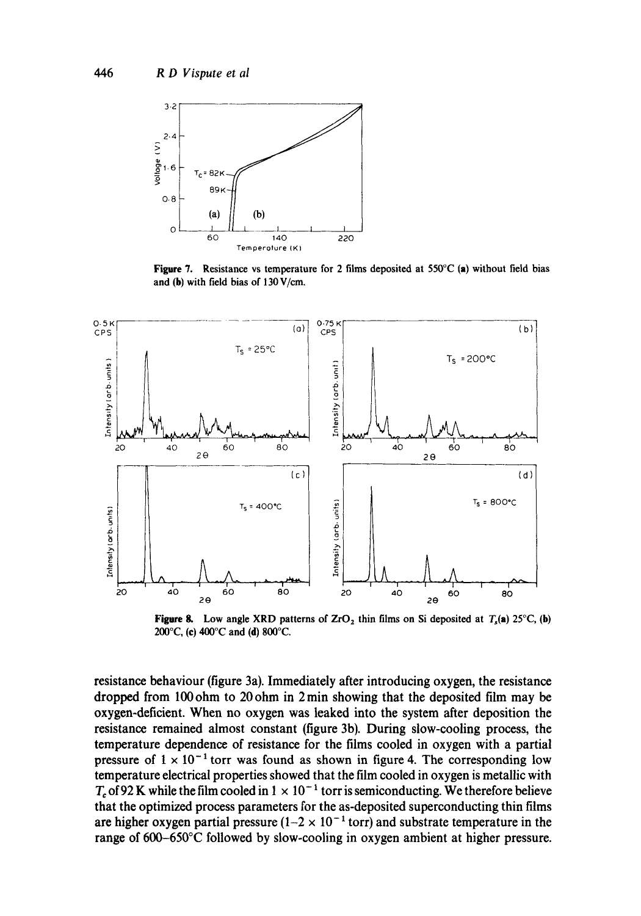Figure 7. Resistance vs temperature for 2 films deposited at 550°C (a) without field bias and (b) with field bias of 130 V/cm.

Figure 8. Low angle XRD patterns of $ZrO_2$ thin films on Si deposited at $T_s$(a) 25°C, (b) 200°C, (c) 400°C and (d) 800°C.

resistance behaviour (figure 3a). Immediately after introducing oxygen, the resistance dropped from 100 ohm to 20 ohm in 2 min showing that the deposited film may be oxygen-deficient. When no oxygen was leaked into the system after deposition the resistance remained almost constant (figure 3b). During slow-cooling process, the temperature dependence of resistance for the films cooled in oxygen with a partial pressure of $1 \times 10^{-1}$ torr was found as shown in figure 4. The corresponding low temperature electrical properties showed that the film cooled in oxygen is metallic with $T_c$ of 92 K while the film cooled in $1 \times 10^{-1}$ torr is semiconducting. We therefore believe that the optimized process parameters for the as-deposited superconducting thin films are higher oxygen partial pressure ($1\text{–}2 \times 10^{-1}$ torr) and substrate temperature in the range of 600–650°C followed by slow-cooling in oxygen ambient at higher pressure.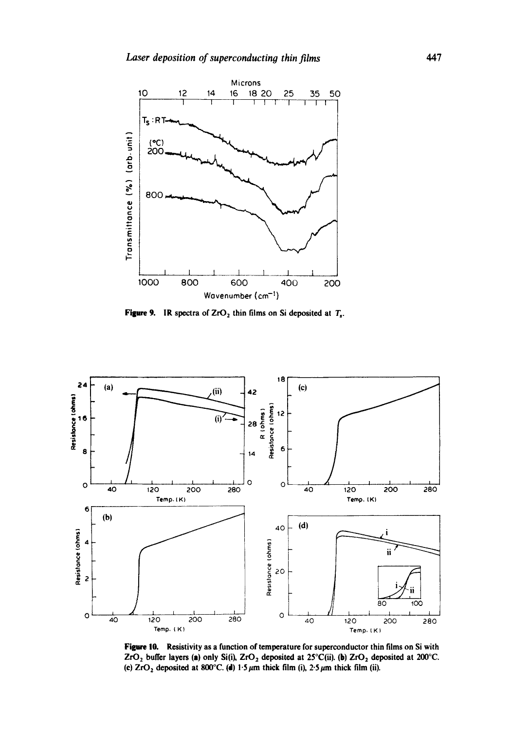Figure 9. IR spectra of $ZrO_2$ thin films on Si deposited at $T_s$.

Figure 10. Resistivity as a function of temperature for superconductor thin films on Si with $ZrO_2$ buffer layers (a) only Si(i), $ZrO_2$ deposited at 25°C(ii). (b) $ZrO_2$ deposited at 200°C. (c) $ZrO_2$ deposited at 800°C. (d) 1·5 μm thick film (i), 2·5 μm thick film (ii).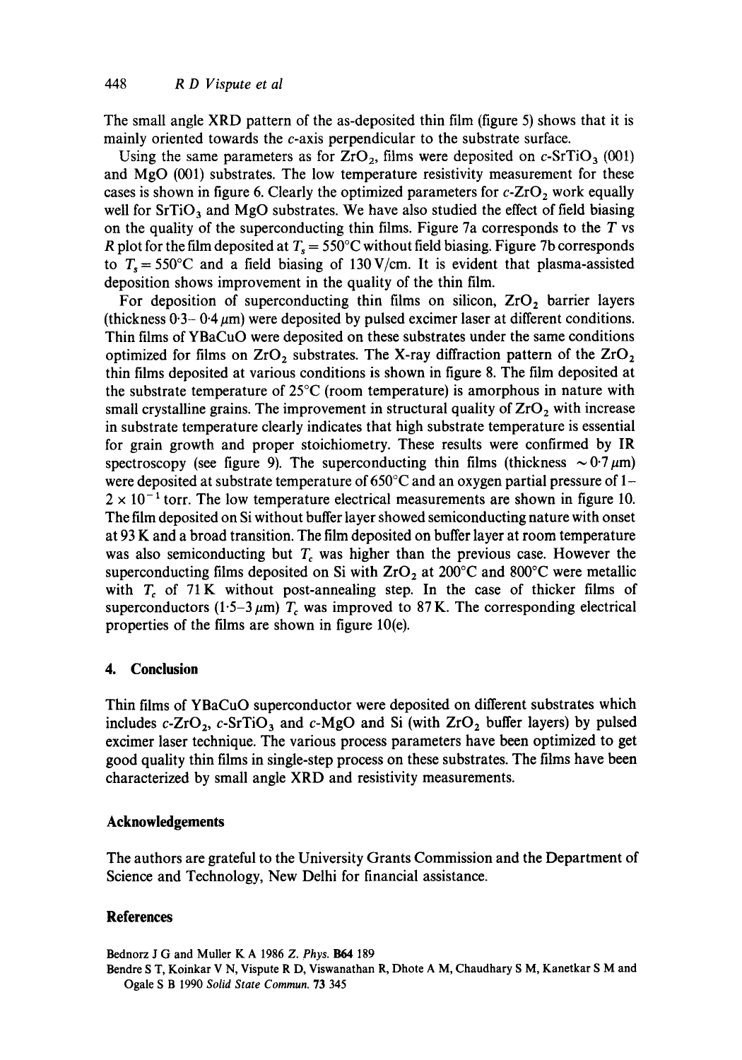The small angle XRD pattern of the as-deposited thin film (figure 5) shows that it is mainly oriented towards the $c$-axis perpendicular to the substrate surface.

Using the same parameters as for $ZrO_2$, films were deposited on $c$-$SrTiO_3$ (001) and MgO (001) substrates. The low temperature resistivity measurement for these cases is shown in figure 6. Clearly the optimized parameters for $c$-$ZrO_2$ work equally well for $SrTiO_3$ and MgO substrates. We have also studied the effect of field biasing on the quality of the superconducting thin films. Figure 7a corresponds to the $T$ vs $R$ plot for the film deposited at $T_s = 550°C$ without field biasing. Figure 7b corresponds to $T_s = 550°C$ and a field biasing of 130 V/cm. It is evident that plasma-assisted deposition shows improvement in the quality of the thin film.

For deposition of superconducting thin films on silicon, $ZrO_2$ barrier layers (thickness 0·3– 0·4 $\mu$m) were deposited by pulsed excimer laser at different conditions. Thin films of YBaCuO were deposited on these substrates under the same conditions optimized for films on $ZrO_2$ substrates. The X-ray diffraction pattern of the $ZrO_2$ thin films deposited at various conditions is shown in figure 8. The film deposited at the substrate temperature of 25°C (room temperature) is amorphous in nature with small crystalline grains. The improvement in structural quality of $ZrO_2$ with increase in substrate temperature clearly indicates that high substrate temperature is essential for grain growth and proper stoichiometry. These results were confirmed by IR spectroscopy (see figure 9). The superconducting thin films (thickness $\sim 0{\cdot}7\,\mu$m) were deposited at substrate temperature of 650°C and an oxygen partial pressure of $1 - 2 \times 10^{-1}$ torr. The low temperature electrical measurements are shown in figure 10. The film deposited on Si without buffer layer showed semiconducting nature with onset at 93 K and a broad transition. The film deposited on buffer layer at room temperature was also semiconducting but $T_c$ was higher than the previous case. However the superconducting films deposited on Si with $ZrO_2$ at 200°C and 800°C were metallic with $T_c$ of 71 K without post-annealing step. In the case of thicker films of superconductors (1·5–3 $\mu$m) $T_c$ was improved to 87 K. The corresponding electrical properties of the films are shown in figure 10(e).

## 4. Conclusion

Thin films of YBaCuO superconductor were deposited on different substrates which includes $c$-$ZrO_2$, $c$-$SrTiO_3$ and $c$-MgO and Si (with $ZrO_2$ buffer layers) by pulsed excimer laser technique. The various process parameters have been optimized to get good quality thin films in single-step process on these substrates. The films have been characterized by small angle XRD and resistivity measurements.

## Acknowledgements

The authors are grateful to the University Grants Commission and the Department of Science and Technology, New Delhi for financial assistance.

## References

Bednorz J G and Muller K A 1986 *Z. Phys.* **B64** 189

Bendre S T, Koinkar V N, Vispute R D, Viswanathan R, Dhote A M, Chaudhary S M, Kanetkar S M and Ogale S B 1990 *Solid State Commun.* **73** 345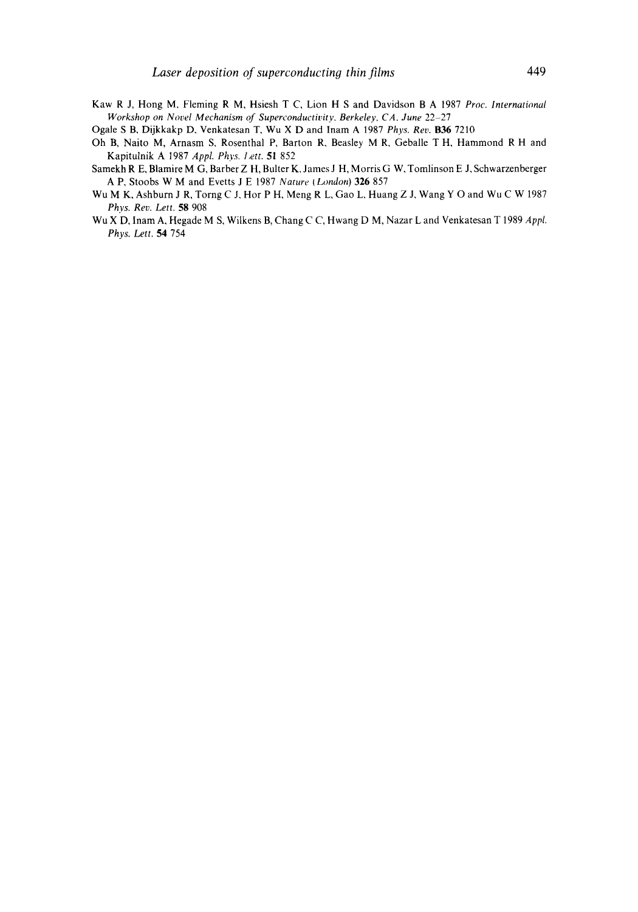Kaw R J, Hong M, Fleming R M, Hsiesh T C, Lion H S and Davidson B A 1987 *Proc. International Workshop on Novel Mechanism of Superconductivity, Berkeley, CA, June* 22–27

Ogale S B, Dijkkakp D, Venkatesan T, Wu X D and Inam A 1987 *Phys. Rev.* **B36** 7210

Oh B, Naito M, Arnasm S, Rosenthal P, Barton R, Beasley M R, Geballe T H, Hammond R H and Kapitulnik A 1987 *Appl. Phys. Lett.* **51** 852

Samekh R E, Blamire M G, Barber Z H, Bulter K, James J H, Morris G W, Tomlinson E J, Schwarzenberger A P, Stoobs W M and Evetts J E 1987 *Nature (London)* **326** 857

Wu M K, Ashburn J R, Torng C J, Hor P H, Meng R L, Gao L, Huang Z J, Wang Y O and Wu C W 1987 *Phys. Rev. Lett.* **58** 908

Wu X D, Inam A, Hegade M S, Wilkens B, Chang C C, Hwang D M, Nazar L and Venkatesan T 1989 *Appl. Phys. Lett.* **54** 754